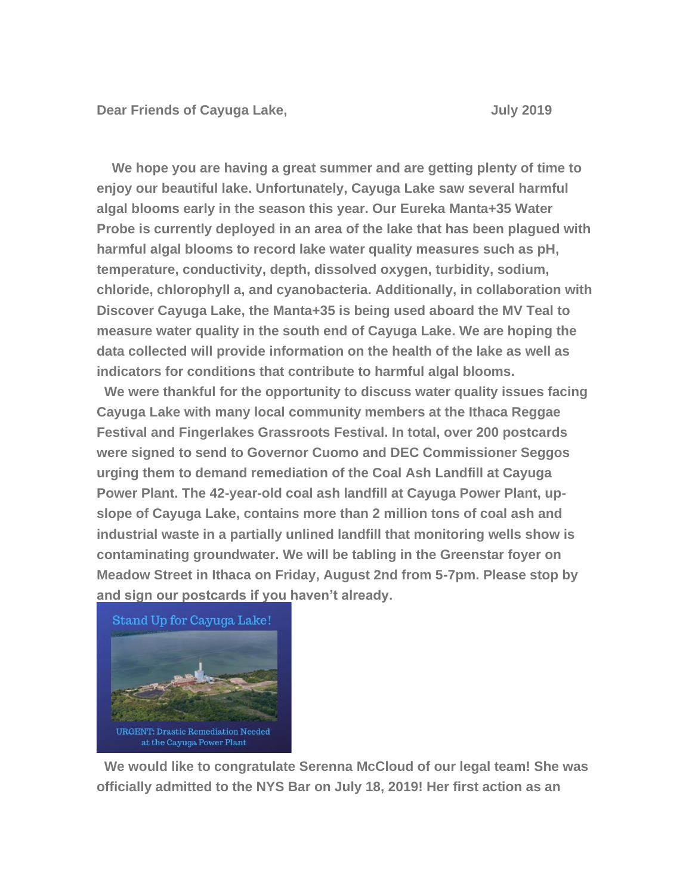**Dear Friends of Cayuga Lake,** **July 2019**

**We hope you are having a great summer and are getting plenty of time to enjoy our beautiful lake. Unfortunately, Cayuga Lake saw several harmful algal blooms early in the season this year. Our Eureka Manta+35 Water Probe is currently deployed in an area of the lake that has been plagued with harmful algal blooms to record lake water quality measures such as pH, temperature, conductivity, depth, dissolved oxygen, turbidity, sodium, chloride, chlorophyll a, and cyanobacteria. Additionally, in collaboration with Discover Cayuga Lake, the Manta+35 is being used aboard the MV Teal to measure water quality in the south end of Cayuga Lake. We are hoping the data collected will provide information on the health of the lake as well as indicators for conditions that contribute to harmful algal blooms.**

**We were thankful for the opportunity to discuss water quality issues facing Cayuga Lake with many local community members at the Ithaca Reggae Festival and Fingerlakes Grassroots Festival. In total, over 200 postcards were signed to send to Governor Cuomo and DEC Commissioner Seggos urging them to demand remediation of the Coal Ash Landfill at Cayuga Power Plant. The 42-year-old coal ash landfill at Cayuga Power Plant, up-slope of Cayuga Lake, contains more than 2 million tons of coal ash and industrial waste in a partially unlined landfill that monitoring wells show is contaminating groundwater. We will be tabling in the Greenstar foyer on Meadow Street in Ithaca on Friday, August 2nd from 5-7pm. Please stop by and sign our postcards if you haven't already.**

Stand Up for Cayuga Lake!

URGENT: Drastic Remediation Needed at the Cayuga Power Plant

**We would like to congratulate Serenna McCloud of our legal team! She was officially admitted to the NYS Bar on July 18, 2019! Her first action as an**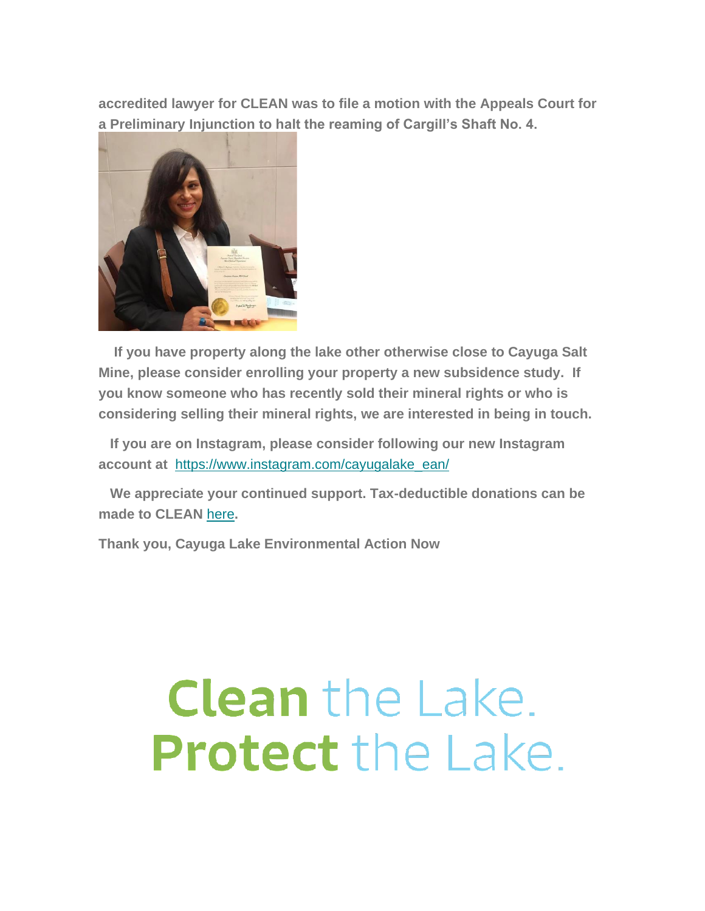**accredited lawyer for CLEAN was to file a motion with the Appeals Court for a Preliminary Injunction to halt the reaming of Cargill's Shaft No. 4.**

**If you have property along the lake other otherwise close to Cayuga Salt Mine, please consider enrolling your property a new subsidence study. If you know someone who has recently sold their mineral rights or who is considering selling their mineral rights, we are interested in being in touch.**

**If you are on Instagram, please consider following our new Instagram account at** https://www.instagram.com/cayugalake_ean/

**We appreciate your continued support. Tax-deductible donations can be made to CLEAN** here**.**

**Thank you, Cayuga Lake Environmental Action Now**

**Clean** the Lake.
**Protect** the Lake.